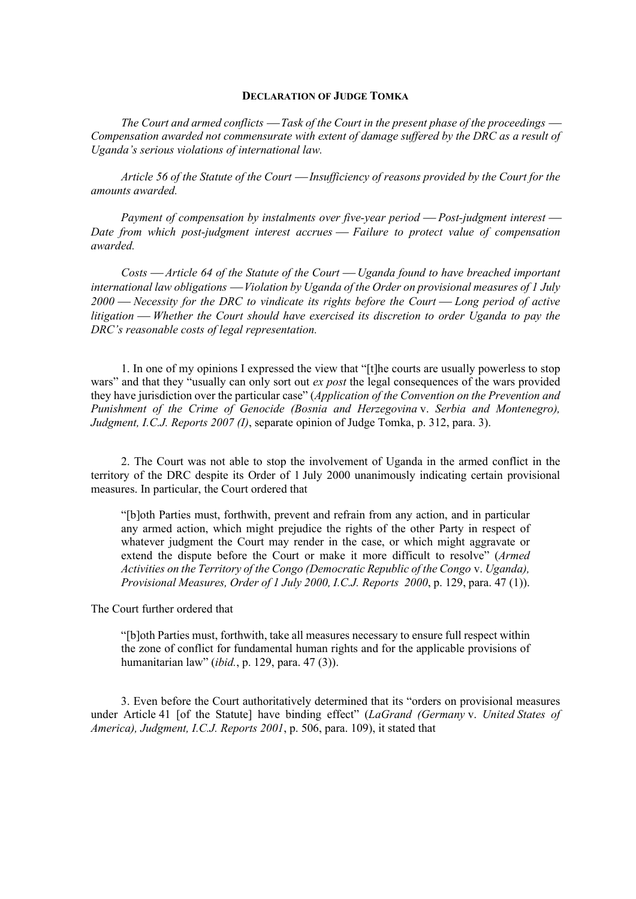**DECLARATION OF JUDGE TOMKA**

*The Court and armed conflicts — Task of the Court in the present phase of the proceedings — Compensation awarded not commensurate with extent of damage suffered by the DRC as a result of Uganda's serious violations of international law.*

*Article 56 of the Statute of the Court — Insufficiency of reasons provided by the Court for the amounts awarded.*

*Payment of compensation by instalments over five-year period — Post-judgment interest — Date from which post-judgment interest accrues — Failure to protect value of compensation awarded.*

*Costs — Article 64 of the Statute of the Court — Uganda found to have breached important international law obligations — Violation by Uganda of the Order on provisional measures of 1 July 2000 — Necessity for the DRC to vindicate its rights before the Court — Long period of active litigation — Whether the Court should have exercised its discretion to order Uganda to pay the DRC's reasonable costs of legal representation.*

1. In one of my opinions I expressed the view that "[t]he courts are usually powerless to stop wars" and that they "usually can only sort out *ex post* the legal consequences of the wars provided they have jurisdiction over the particular case" (*Application of the Convention on the Prevention and Punishment of the Crime of Genocide (Bosnia and Herzegovina* v. *Serbia and Montenegro), Judgment, I.C.J. Reports 2007 (I)*, separate opinion of Judge Tomka, p. 312, para. 3).

2. The Court was not able to stop the involvement of Uganda in the armed conflict in the territory of the DRC despite its Order of 1 July 2000 unanimously indicating certain provisional measures. In particular, the Court ordered that

> "[b]oth Parties must, forthwith, prevent and refrain from any action, and in particular any armed action, which might prejudice the rights of the other Party in respect of whatever judgment the Court may render in the case, or which might aggravate or extend the dispute before the Court or make it more difficult to resolve" (*Armed Activities on the Territory of the Congo (Democratic Republic of the Congo* v. *Uganda), Provisional Measures, Order of 1 July 2000, I.C.J. Reports 2000*, p. 129, para. 47 (1)).

The Court further ordered that

> "[b]oth Parties must, forthwith, take all measures necessary to ensure full respect within the zone of conflict for fundamental human rights and for the applicable provisions of humanitarian law" (*ibid.*, p. 129, para. 47 (3)).

3. Even before the Court authoritatively determined that its "orders on provisional measures under Article 41 [of the Statute] have binding effect" (*LaGrand (Germany* v. *United States of America), Judgment, I.C.J. Reports 2001*, p. 506, para. 109), it stated that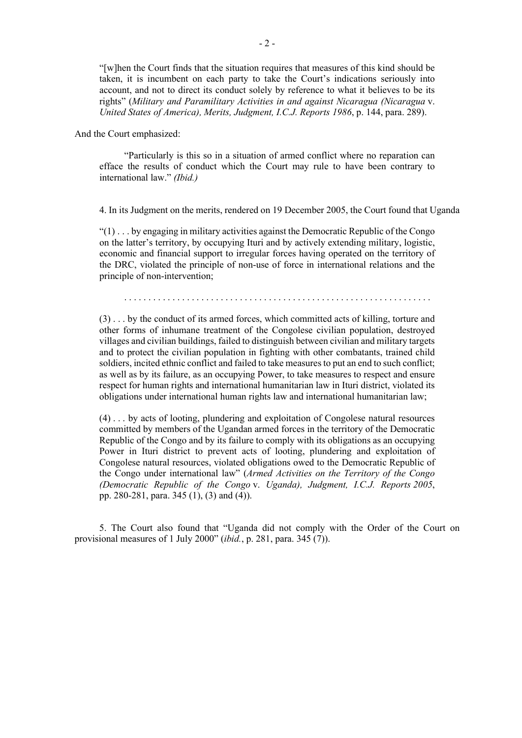"[w]hen the Court finds that the situation requires that measures of this kind should be taken, it is incumbent on each party to take the Court's indications seriously into account, and not to direct its conduct solely by reference to what it believes to be its rights" (*Military and Paramilitary Activities in and against Nicaragua (Nicaragua* v. *United States of America), Merits, Judgment, I.C.J. Reports 1986*, p. 144, para. 289).

And the Court emphasized:

"Particularly is this so in a situation of armed conflict where no reparation can efface the results of conduct which the Court may rule to have been contrary to international law." *(Ibid.)*

4. In its Judgment on the merits, rendered on 19 December 2005, the Court found that Uganda

"(1) . . . by engaging in military activities against the Democratic Republic of the Congo on the latter's territory, by occupying Ituri and by actively extending military, logistic, economic and financial support to irregular forces having operated on the territory of the DRC, violated the principle of non-use of force in international relations and the principle of non-intervention;

. . . . . . . . . . . . . . . . . . . . . . . . . . . . . . . . . . . . . . . . . . . . . . . . . . . . . . . . . . . . . . .

(3) . . . by the conduct of its armed forces, which committed acts of killing, torture and other forms of inhumane treatment of the Congolese civilian population, destroyed villages and civilian buildings, failed to distinguish between civilian and military targets and to protect the civilian population in fighting with other combatants, trained child soldiers, incited ethnic conflict and failed to take measures to put an end to such conflict; as well as by its failure, as an occupying Power, to take measures to respect and ensure respect for human rights and international humanitarian law in Ituri district, violated its obligations under international human rights law and international humanitarian law;

(4) . . . by acts of looting, plundering and exploitation of Congolese natural resources committed by members of the Ugandan armed forces in the territory of the Democratic Republic of the Congo and by its failure to comply with its obligations as an occupying Power in Ituri district to prevent acts of looting, plundering and exploitation of Congolese natural resources, violated obligations owed to the Democratic Republic of the Congo under international law" (*Armed Activities on the Territory of the Congo (Democratic Republic of the Congo* v. *Uganda), Judgment, I.C.J. Reports 2005*, pp. 280-281, para. 345 (1), (3) and (4)).

5. The Court also found that "Uganda did not comply with the Order of the Court on provisional measures of 1 July 2000" (*ibid.*, p. 281, para. 345 (7)).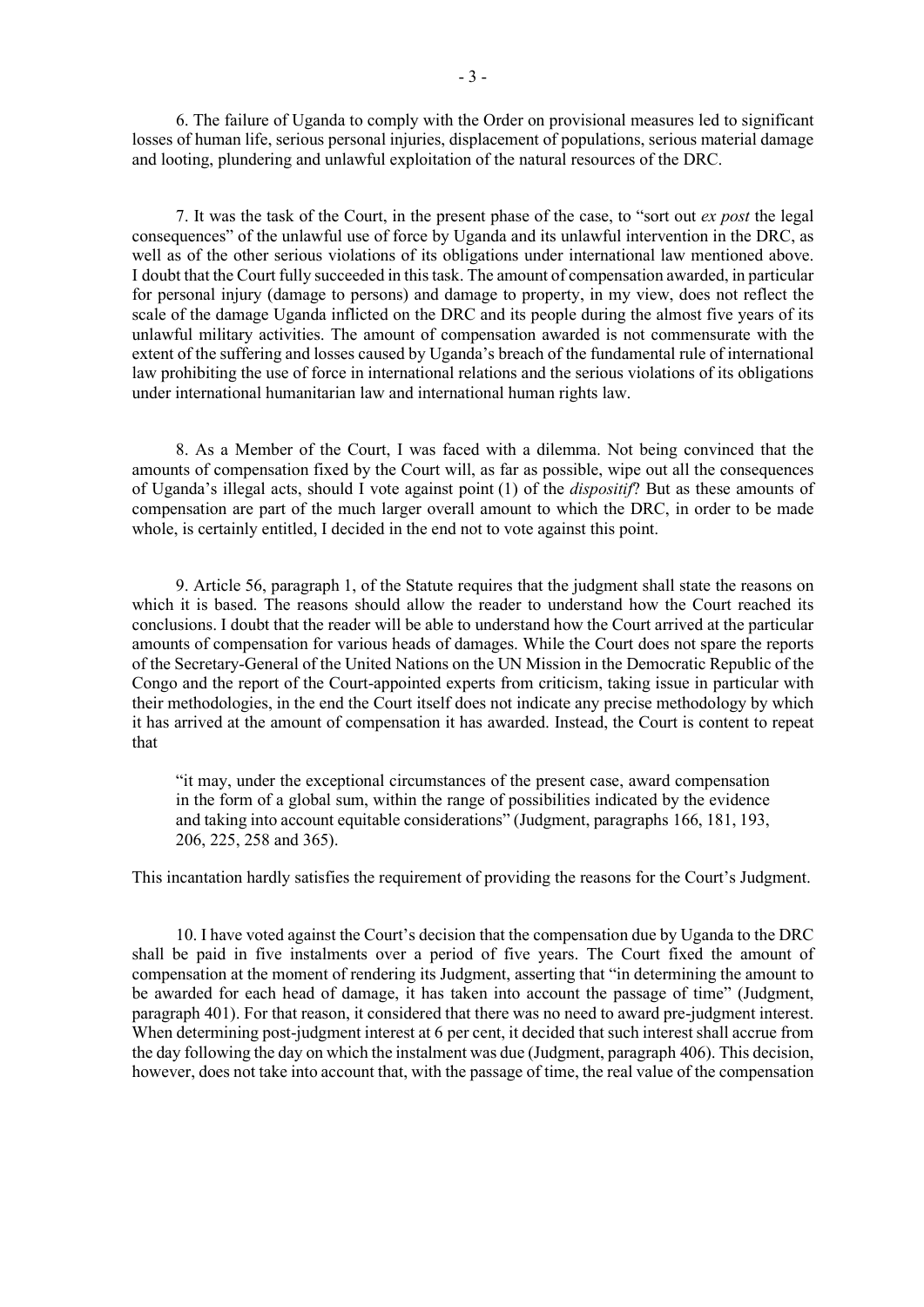6. The failure of Uganda to comply with the Order on provisional measures led to significant losses of human life, serious personal injuries, displacement of populations, serious material damage and looting, plundering and unlawful exploitation of the natural resources of the DRC.

7. It was the task of the Court, in the present phase of the case, to "sort out *ex post* the legal consequences" of the unlawful use of force by Uganda and its unlawful intervention in the DRC, as well as of the other serious violations of its obligations under international law mentioned above. I doubt that the Court fully succeeded in this task. The amount of compensation awarded, in particular for personal injury (damage to persons) and damage to property, in my view, does not reflect the scale of the damage Uganda inflicted on the DRC and its people during the almost five years of its unlawful military activities. The amount of compensation awarded is not commensurate with the extent of the suffering and losses caused by Uganda's breach of the fundamental rule of international law prohibiting the use of force in international relations and the serious violations of its obligations under international humanitarian law and international human rights law.

8. As a Member of the Court, I was faced with a dilemma. Not being convinced that the amounts of compensation fixed by the Court will, as far as possible, wipe out all the consequences of Uganda's illegal acts, should I vote against point (1) of the *dispositif*? But as these amounts of compensation are part of the much larger overall amount to which the DRC, in order to be made whole, is certainly entitled, I decided in the end not to vote against this point.

9. Article 56, paragraph 1, of the Statute requires that the judgment shall state the reasons on which it is based. The reasons should allow the reader to understand how the Court reached its conclusions. I doubt that the reader will be able to understand how the Court arrived at the particular amounts of compensation for various heads of damages. While the Court does not spare the reports of the Secretary-General of the United Nations on the UN Mission in the Democratic Republic of the Congo and the report of the Court-appointed experts from criticism, taking issue in particular with their methodologies, in the end the Court itself does not indicate any precise methodology by which it has arrived at the amount of compensation it has awarded. Instead, the Court is content to repeat that

> "it may, under the exceptional circumstances of the present case, award compensation in the form of a global sum, within the range of possibilities indicated by the evidence and taking into account equitable considerations" (Judgment, paragraphs 166, 181, 193, 206, 225, 258 and 365).

This incantation hardly satisfies the requirement of providing the reasons for the Court's Judgment.

10. I have voted against the Court's decision that the compensation due by Uganda to the DRC shall be paid in five instalments over a period of five years. The Court fixed the amount of compensation at the moment of rendering its Judgment, asserting that "in determining the amount to be awarded for each head of damage, it has taken into account the passage of time" (Judgment, paragraph 401). For that reason, it considered that there was no need to award pre-judgment interest. When determining post-judgment interest at 6 per cent, it decided that such interest shall accrue from the day following the day on which the instalment was due (Judgment, paragraph 406). This decision, however, does not take into account that, with the passage of time, the real value of the compensation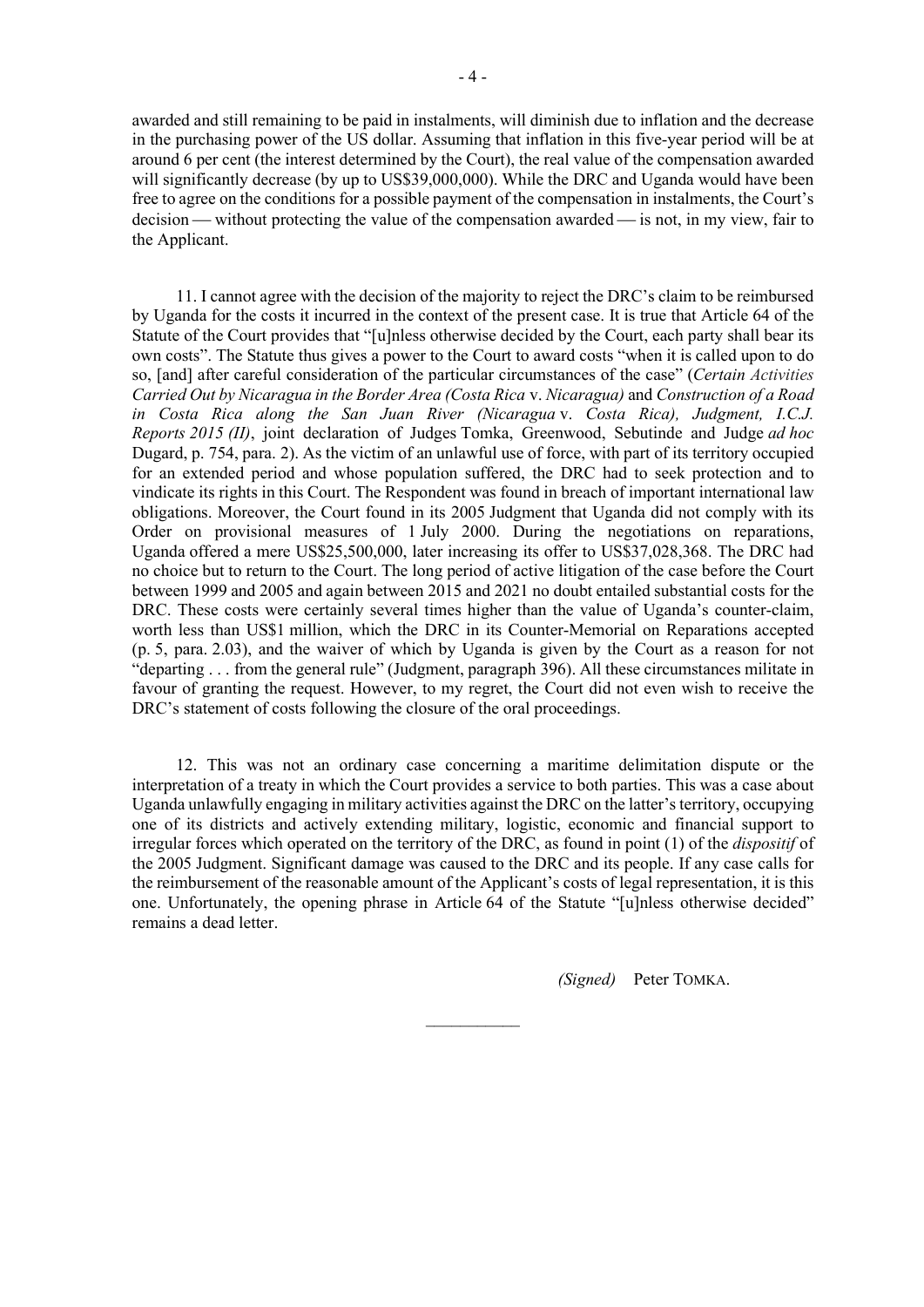awarded and still remaining to be paid in instalments, will diminish due to inflation and the decrease in the purchasing power of the US dollar. Assuming that inflation in this five-year period will be at around 6 per cent (the interest determined by the Court), the real value of the compensation awarded will significantly decrease (by up to US$39,000,000). While the DRC and Uganda would have been free to agree on the conditions for a possible payment of the compensation in instalments, the Court's decision — without protecting the value of the compensation awarded — is not, in my view, fair to the Applicant.

11. I cannot agree with the decision of the majority to reject the DRC's claim to be reimbursed by Uganda for the costs it incurred in the context of the present case. It is true that Article 64 of the Statute of the Court provides that "[u]nless otherwise decided by the Court, each party shall bear its own costs". The Statute thus gives a power to the Court to award costs "when it is called upon to do so, [and] after careful consideration of the particular circumstances of the case" (*Certain Activities Carried Out by Nicaragua in the Border Area (Costa Rica* v. *Nicaragua)* and *Construction of a Road in Costa Rica along the San Juan River (Nicaragua* v. *Costa Rica), Judgment, I.C.J. Reports 2015 (II)*, joint declaration of Judges Tomka, Greenwood, Sebutinde and Judge *ad hoc* Dugard, p. 754, para. 2). As the victim of an unlawful use of force, with part of its territory occupied for an extended period and whose population suffered, the DRC had to seek protection and to vindicate its rights in this Court. The Respondent was found in breach of important international law obligations. Moreover, the Court found in its 2005 Judgment that Uganda did not comply with its Order on provisional measures of 1 July 2000. During the negotiations on reparations, Uganda offered a mere US$25,500,000, later increasing its offer to US$37,028,368. The DRC had no choice but to return to the Court. The long period of active litigation of the case before the Court between 1999 and 2005 and again between 2015 and 2021 no doubt entailed substantial costs for the DRC. These costs were certainly several times higher than the value of Uganda's counter-claim, worth less than US$1 million, which the DRC in its Counter-Memorial on Reparations accepted (p. 5, para. 2.03), and the waiver of which by Uganda is given by the Court as a reason for not "departing . . . from the general rule" (Judgment, paragraph 396). All these circumstances militate in favour of granting the request. However, to my regret, the Court did not even wish to receive the DRC's statement of costs following the closure of the oral proceedings.

12. This was not an ordinary case concerning a maritime delimitation dispute or the interpretation of a treaty in which the Court provides a service to both parties. This was a case about Uganda unlawfully engaging in military activities against the DRC on the latter's territory, occupying one of its districts and actively extending military, logistic, economic and financial support to irregular forces which operated on the territory of the DRC, as found in point (1) of the *dispositif* of the 2005 Judgment. Significant damage was caused to the DRC and its people. If any case calls for the reimbursement of the reasonable amount of the Applicant's costs of legal representation, it is this one. Unfortunately, the opening phrase in Article 64 of the Statute "[u]nless otherwise decided" remains a dead letter.

*(Signed)* Peter TOMKA.

___________